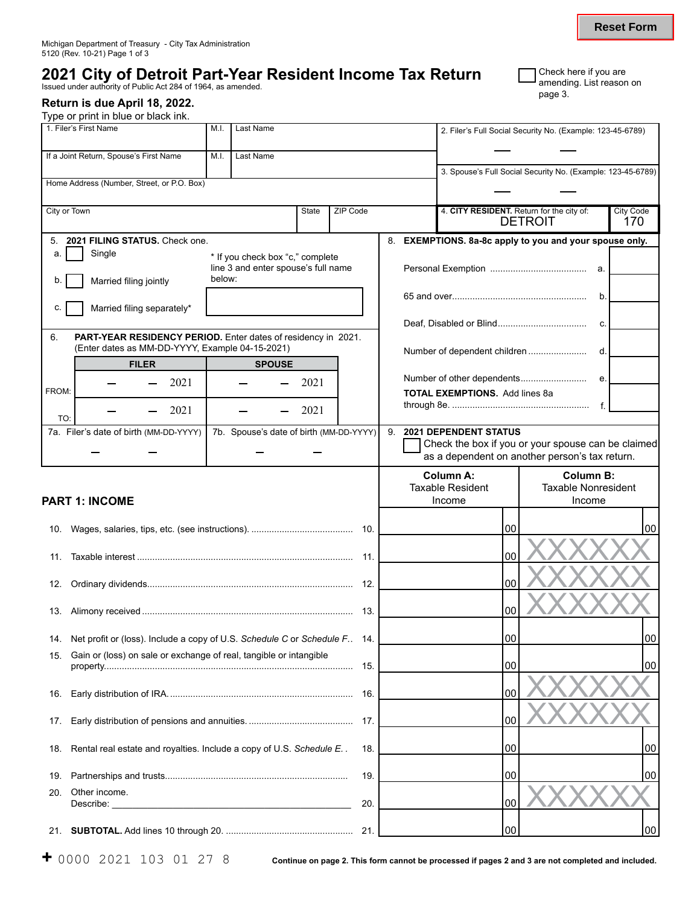Michigan Department of Treasury - City Tax Administration
5120 (Rev. 10-21) Page 1 of 3

# 2021 City of Detroit Part-Year Resident Income Tax Return

Issued under authority of Public Act 284 of 1964, as amended.

☐ Check here if you are amending. List reason on page 3.

**Return is due April 18, 2022.**

Type or print in blue or black ink.

| 1. Filer's First Name | M.I. | Last Name | 2. Filer's Full Social Security No. (Example: 123-45-6789) |
|---|---|---|---|
| If a Joint Return, Spouse's First Name | M.I. | Last Name | 3. Spouse's Full Social Security No. (Example: 123-45-6789) |
| Home Address (Number, Street, or P.O. Box) | | | |
| City or Town | State | ZIP Code | 4. **CITY RESIDENT.** Return for the city of: DETROIT — City Code 170 |

**5. 2021 FILING STATUS.** Check one.

a. ☐ Single

b. ☐ Married filing jointly

c. ☐ Married filing separately*

\* If you check box "c," complete line 3 and enter spouse's full name below:

**6. PART-YEAR RESIDENCY PERIOD.** Enter dates of residency in 2021. (Enter dates as MM-DD-YYYY, Example 04-15-2021)

| | FILER | SPOUSE |
|---|---|---|
| FROM: | – – 2021 | – – 2021 |
| TO: | – – 2021 | – – 2021 |

7a. Filer's date of birth (MM-DD-YYYY) – –

7b. Spouse's date of birth (MM-DD-YYYY) – –

**8. EXEMPTIONS. 8a-8c apply to you and your spouse only.**

| | | |
|---|---|---|
| Personal Exemption | a. | |
| 65 and over | b. | |
| Deaf, Disabled or Blind | c. | |
| Number of dependent children | d. | |
| Number of other dependents | e. | |
| **TOTAL EXEMPTIONS.** Add lines 8a through 8e. | f. | |

**9. 2021 DEPENDENT STATUS**
☐ Check the box if you or your spouse can be claimed as a dependent on another person's tax return.

## PART 1: INCOME

| | Line | Column A: Taxable Resident Income | Column B: Taxable Nonresident Income |
|---|---|---|---|
| 10. Wages, salaries, tips, etc. (see instructions). | 10. | 00 | 00 |
| 11. Taxable interest | 11. | 00 | XXXXXX |
| 12. Ordinary dividends | 12. | 00 | XXXXXX |
| 13. Alimony received | 13. | 00 | XXXXXX |
| 14. Net profit or (loss). Include a copy of U.S. *Schedule C* or *Schedule F* | 14. | 00 | 00 |
| 15. Gain or (loss) on sale or exchange of real, tangible or intangible property | 15. | 00 | 00 |
| 16. Early distribution of IRA. | 16. | 00 | XXXXXX |
| 17. Early distribution of pensions and annuities. | 17. | 00 | XXXXXX |
| 18. Rental real estate and royalties. Include a copy of U.S. *Schedule E* | 18. | 00 | 00 |
| 19. Partnerships and trusts | 19. | 00 | 00 |
| 20. Other income. Describe: ______ | 20. | 00 | XXXXXX |
| 21. **SUBTOTAL.** Add lines 10 through 20. | 21. | 00 | 00 |

+ 0000 2021 103 01 27 8

**Continue on page 2. This form cannot be processed if pages 2 and 3 are not completed and included.**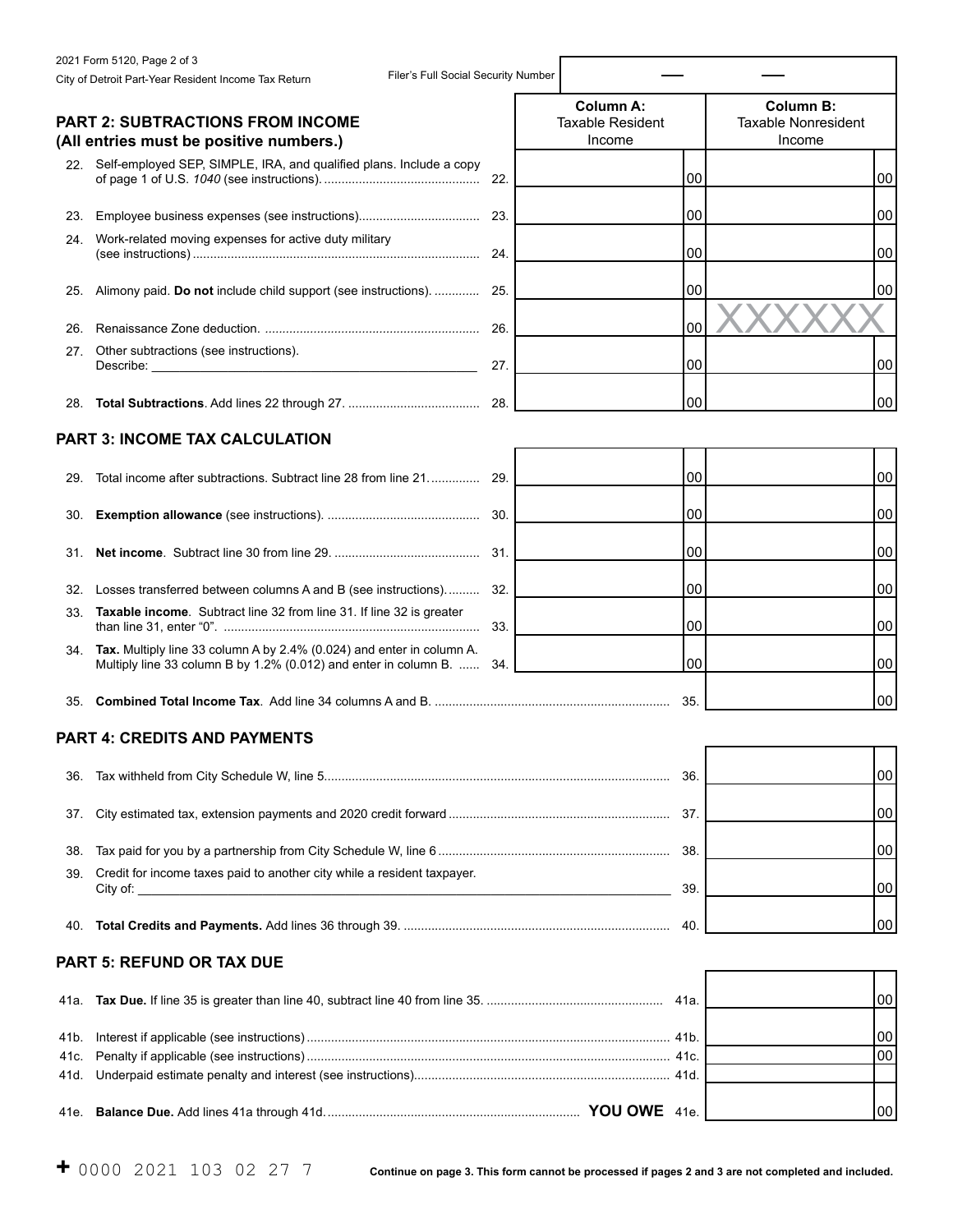2021 Form 5120, Page 2 of 3

City of Detroit Part-Year Resident Income Tax Return

Filer's Full Social Security Number

## PART 2: SUBTRACTIONS FROM INCOME (All entries must be positive numbers.)

| | | | Column A: Taxable Resident Income | Column B: Taxable Nonresident Income |
|---|---|---|---|---|
| 22. | Self-employed SEP, SIMPLE, IRA, and qualified plans. Include a copy of page 1 of U.S. *1040* (see instructions). | 22. | 00 | 00 |
| 23. | Employee business expenses (see instructions) | 23. | 00 | 00 |
| 24. | Work-related moving expenses for active duty military (see instructions) | 24. | 00 | 00 |
| 25. | Alimony paid. **Do not** include child support (see instructions). | 25. | 00 | 00 |
| 26. | Renaissance Zone deduction. | 26. | 00 | XXXXXX |
| 27. | Other subtractions (see instructions). Describe: | 27. | 00 | 00 |
| 28. | **Total Subtractions**. Add lines 22 through 27. | 28. | 00 | 00 |

## PART 3: INCOME TAX CALCULATION

| | | | Column A | Column B |
|---|---|---|---|---|
| 29. | Total income after subtractions. Subtract line 28 from line 21. | 29. | 00 | 00 |
| 30. | **Exemption allowance** (see instructions). | 30. | 00 | 00 |
| 31. | **Net income**. Subtract line 30 from line 29. | 31. | 00 | 00 |
| 32. | Losses transferred between columns A and B (see instructions). | 32. | 00 | 00 |
| 33. | **Taxable income**. Subtract line 32 from line 31. If line 32 is greater than line 31, enter "0". | 33. | 00 | 00 |
| 34. | **Tax.** Multiply line 33 column A by 2.4% (0.024) and enter in column A. Multiply line 33 column B by 1.2% (0.012) and enter in column B. | 34. | 00 | 00 |
| 35. | **Combined Total Income Tax**. Add line 34 columns A and B. | 35. | | 00 |

## PART 4: CREDITS AND PAYMENTS

| | | | |
|---|---|---|---|
| 36. | Tax withheld from City Schedule W, line 5 | 36. | 00 |
| 37. | City estimated tax, extension payments and 2020 credit forward | 37. | 00 |
| 38. | Tax paid for you by a partnership from City Schedule W, line 6 | 38. | 00 |
| 39. | Credit for income taxes paid to another city while a resident taxpayer. City of: | 39. | 00 |
| 40. | **Total Credits and Payments.** Add lines 36 through 39. | 40. | 00 |

## PART 5: REFUND OR TAX DUE

| | | | |
|---|---|---|---|
| 41a. | **Tax Due.** If line 35 is greater than line 40, subtract line 40 from line 35. | 41a. | 00 |
| 41b. | Interest if applicable (see instructions) | 41b. | 00 |
| 41c. | Penalty if applicable (see instructions) | 41c. | 00 |
| 41d. | Underpaid estimate penalty and interest (see instructions) | 41d. | |
| 41e. | **Balance Due.** Add lines 41a through 41d. **YOU OWE** | 41e. | 00 |

\+ 0000 2021 103 02 27 7

**Continue on page 3. This form cannot be processed if pages 2 and 3 are not completed and included.**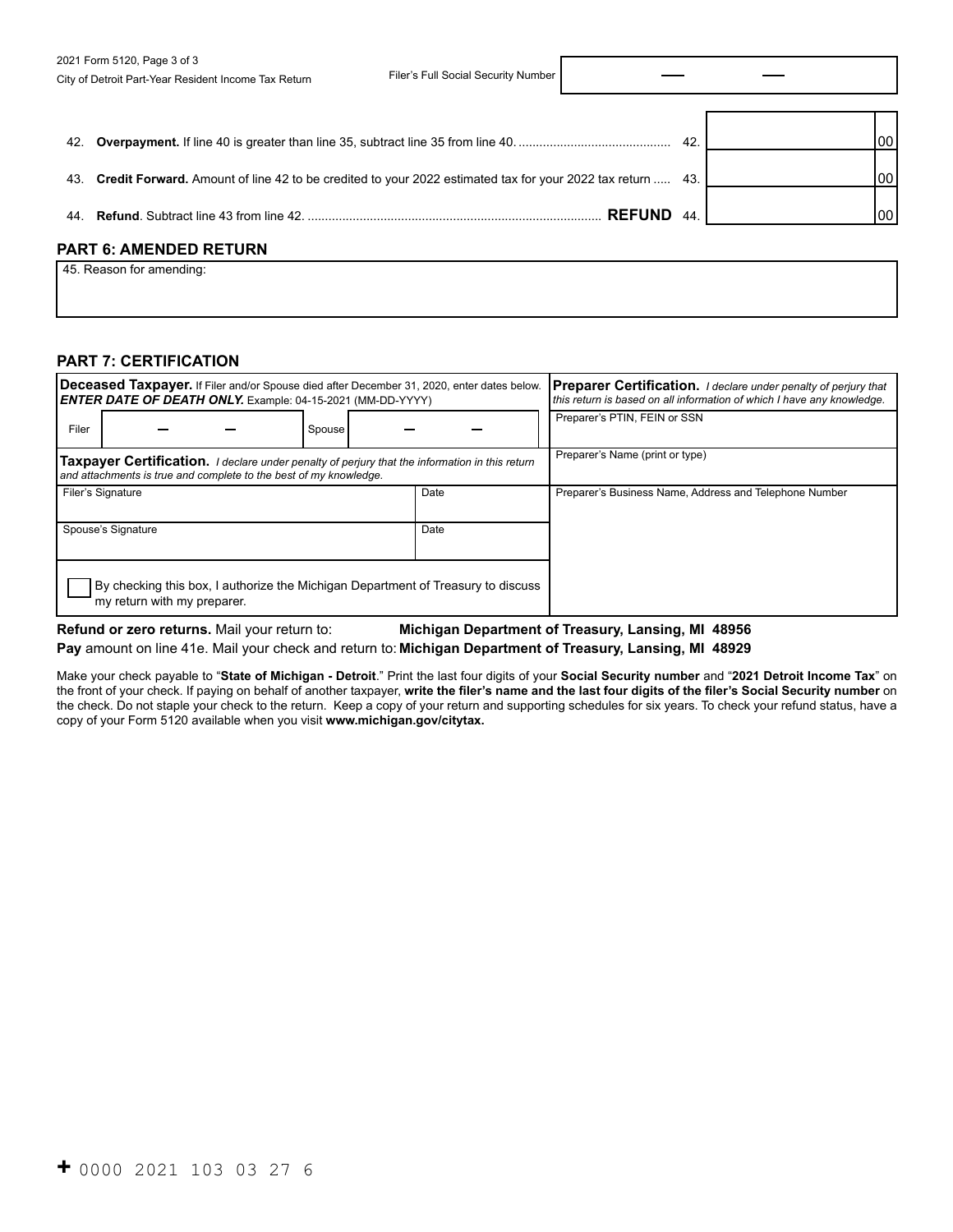Filer's Full Social Security Number

| | | |
|---|---|---|
| 42. **Overpayment.** If line 40 is greater than line 35, subtract line 35 from line 40. | 42. | 00 |
| 43. **Credit Forward.** Amount of line 42 to be credited to your 2022 estimated tax for your 2022 tax return | 43. | 00 |
| 44. **Refund**. Subtract line 43 from line 42. **REFUND** | 44. | 00 |

## PART 6: AMENDED RETURN

45. Reason for amending:

## PART 7: CERTIFICATION

**Deceased Taxpayer.** If Filer and/or Spouse died after December 31, 2020, enter dates below. ***ENTER DATE OF DEATH ONLY.*** Example: 04-15-2021 (MM-DD-YYYY)

| | | | |
|---|---|---|---|
| Filer | — — | Spouse | — — |

**Taxpayer Certification.** *I declare under penalty of perjury that the information in this return and attachments is true and complete to the best of my knowledge.*

| | |
|---|---|
| Filer's Signature | Date |
| Spouse's Signature | Date |

☐ By checking this box, I authorize the Michigan Department of Treasury to discuss my return with my preparer.

**Preparer Certification.** *I declare under penalty of perjury that this return is based on all information of which I have any knowledge.*

Preparer's PTIN, FEIN or SSN

Preparer's Name (print or type)

Preparer's Business Name, Address and Telephone Number

**Refund or zero returns.** Mail your return to: **Michigan Department of Treasury, Lansing, MI 48956**

**Pay** amount on line 41e. Mail your check and return to: **Michigan Department of Treasury, Lansing, MI 48929**

Make your check payable to "**State of Michigan - Detroit**." Print the last four digits of your **Social Security number** and "**2021 Detroit Income Tax**" on the front of your check. If paying on behalf of another taxpayer, **write the filer's name and the last four digits of the filer's Social Security number** on the check. Do not staple your check to the return. Keep a copy of your return and supporting schedules for six years. To check your refund status, have a copy of your Form 5120 available when you visit **www.michigan.gov/citytax.**

+ 0000 2021 103 03 27 6